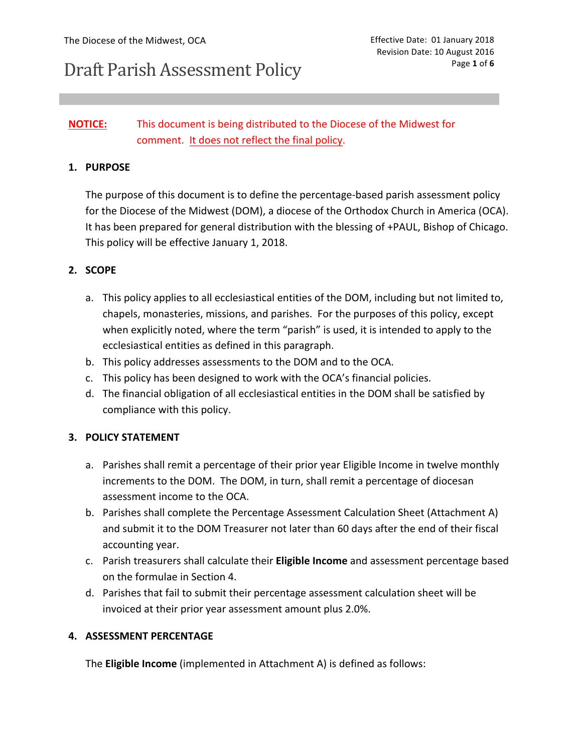The Diocese of the Midwest, OCA

Effective Date: 01 January 2018
Revision Date: 10 August 2016

# Draft Parish Assessment Policy

**NOTICE:** This document is being distributed to the Diocese of the Midwest for comment. It does not reflect the final policy.

## 1. PURPOSE

The purpose of this document is to define the percentage-based parish assessment policy for the Diocese of the Midwest (DOM), a diocese of the Orthodox Church in America (OCA). It has been prepared for general distribution with the blessing of +PAUL, Bishop of Chicago. This policy will be effective January 1, 2018.

## 2. SCOPE

a. This policy applies to all ecclesiastical entities of the DOM, including but not limited to, chapels, monasteries, missions, and parishes. For the purposes of this policy, except when explicitly noted, where the term "parish" is used, it is intended to apply to the ecclesiastical entities as defined in this paragraph.
b. This policy addresses assessments to the DOM and to the OCA.
c. This policy has been designed to work with the OCA's financial policies.
d. The financial obligation of all ecclesiastical entities in the DOM shall be satisfied by compliance with this policy.

## 3. POLICY STATEMENT

a. Parishes shall remit a percentage of their prior year Eligible Income in twelve monthly increments to the DOM. The DOM, in turn, shall remit a percentage of diocesan assessment income to the OCA.
b. Parishes shall complete the Percentage Assessment Calculation Sheet (Attachment A) and submit it to the DOM Treasurer not later than 60 days after the end of their fiscal accounting year.
c. Parish treasurers shall calculate their **Eligible Income** and assessment percentage based on the formulae in Section 4.
d. Parishes that fail to submit their percentage assessment calculation sheet will be invoiced at their prior year assessment amount plus 2.0%.

## 4. ASSESSMENT PERCENTAGE

The **Eligible Income** (implemented in Attachment A) is defined as follows: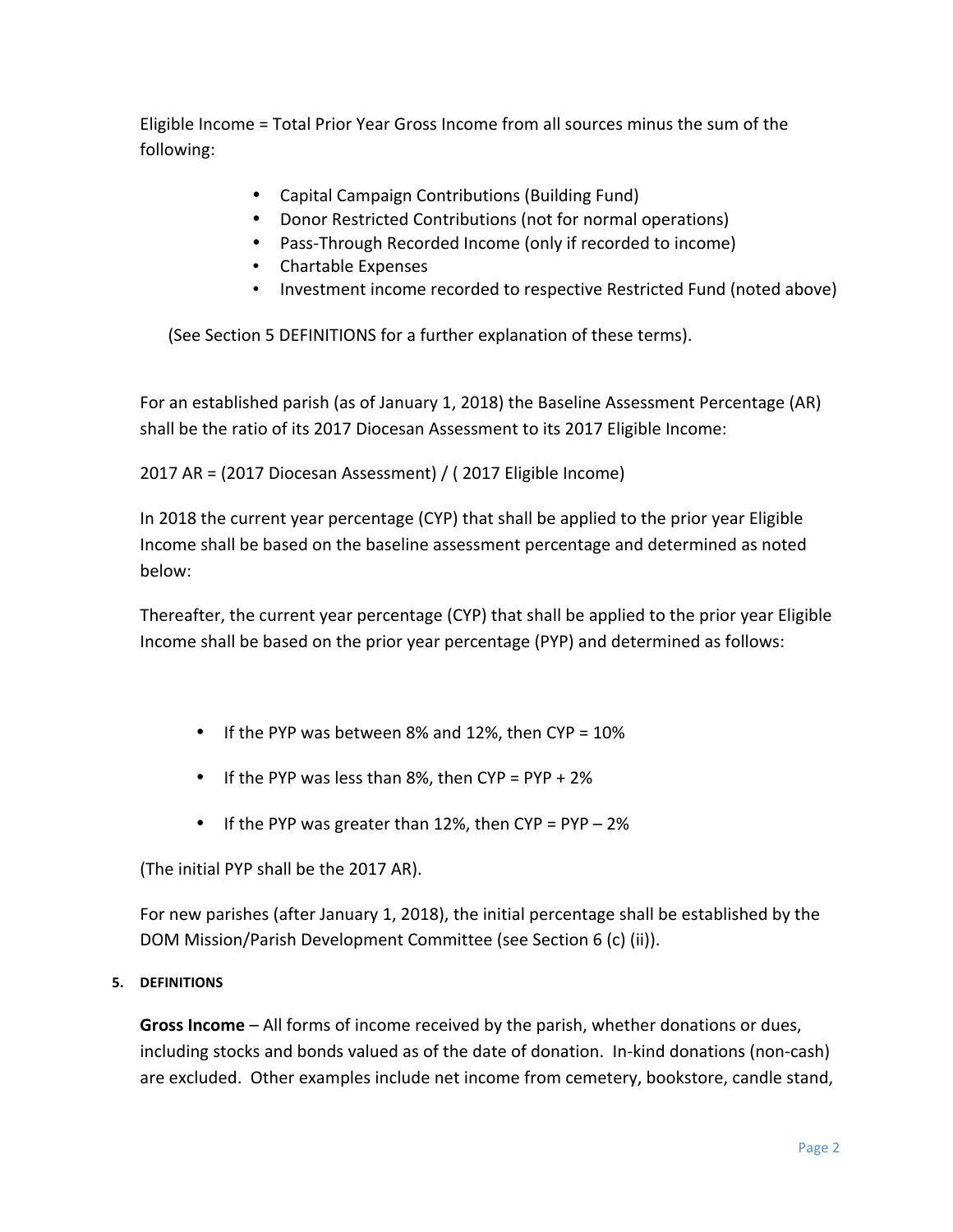Eligible Income = Total Prior Year Gross Income from all sources minus the sum of the following:

- Capital Campaign Contributions (Building Fund)
- Donor Restricted Contributions (not for normal operations)
- Pass-Through Recorded Income (only if recorded to income)
- Chartable Expenses
- Investment income recorded to respective Restricted Fund (noted above)

(See Section 5 DEFINITIONS for a further explanation of these terms).

For an established parish (as of January 1, 2018) the Baseline Assessment Percentage (AR) shall be the ratio of its 2017 Diocesan Assessment to its 2017 Eligible Income:

2017 AR = (2017 Diocesan Assessment) / ( 2017 Eligible Income)

In 2018 the current year percentage (CYP) that shall be applied to the prior year Eligible Income shall be based on the baseline assessment percentage and determined as noted below:

Thereafter, the current year percentage (CYP) that shall be applied to the prior year Eligible Income shall be based on the prior year percentage (PYP) and determined as follows:

- If the PYP was between 8% and 12%, then CYP = 10%
- If the PYP was less than 8%, then CYP = PYP + 2%
- If the PYP was greater than 12%, then CYP = PYP – 2%

(The initial PYP shall be the 2017 AR).

For new parishes (after January 1, 2018), the initial percentage shall be established by the DOM Mission/Parish Development Committee (see Section 6 (c) (ii)).

**5. DEFINITIONS**

**Gross Income** – All forms of income received by the parish, whether donations or dues, including stocks and bonds valued as of the date of donation. In-kind donations (non-cash) are excluded. Other examples include net income from cemetery, bookstore, candle stand,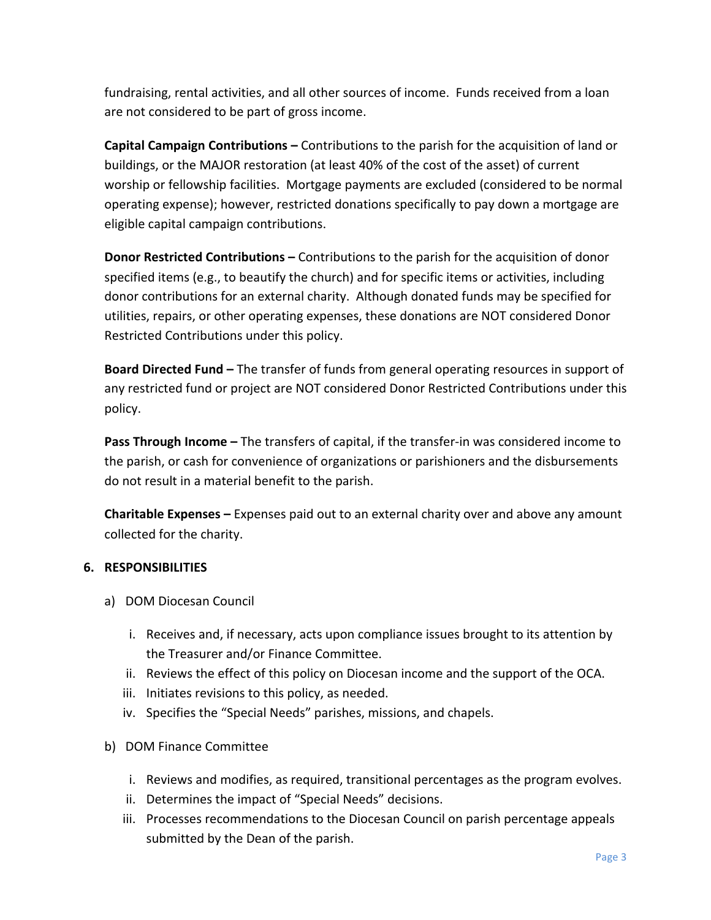fundraising, rental activities, and all other sources of income. Funds received from a loan are not considered to be part of gross income.

**Capital Campaign Contributions –** Contributions to the parish for the acquisition of land or buildings, or the MAJOR restoration (at least 40% of the cost of the asset) of current worship or fellowship facilities. Mortgage payments are excluded (considered to be normal operating expense); however, restricted donations specifically to pay down a mortgage are eligible capital campaign contributions.

**Donor Restricted Contributions –** Contributions to the parish for the acquisition of donor specified items (e.g., to beautify the church) and for specific items or activities, including donor contributions for an external charity. Although donated funds may be specified for utilities, repairs, or other operating expenses, these donations are NOT considered Donor Restricted Contributions under this policy.

**Board Directed Fund –** The transfer of funds from general operating resources in support of any restricted fund or project are NOT considered Donor Restricted Contributions under this policy.

**Pass Through Income –** The transfers of capital, if the transfer-in was considered income to the parish, or cash for convenience of organizations or parishioners and the disbursements do not result in a material benefit to the parish.

**Charitable Expenses –** Expenses paid out to an external charity over and above any amount collected for the charity.

## 6. RESPONSIBILITIES

a) DOM Diocesan Council

   i. Receives and, if necessary, acts upon compliance issues brought to its attention by the Treasurer and/or Finance Committee.
   ii. Reviews the effect of this policy on Diocesan income and the support of the OCA.
   iii. Initiates revisions to this policy, as needed.
   iv. Specifies the "Special Needs" parishes, missions, and chapels.

b) DOM Finance Committee

   i. Reviews and modifies, as required, transitional percentages as the program evolves.
   ii. Determines the impact of "Special Needs" decisions.
   iii. Processes recommendations to the Diocesan Council on parish percentage appeals submitted by the Dean of the parish.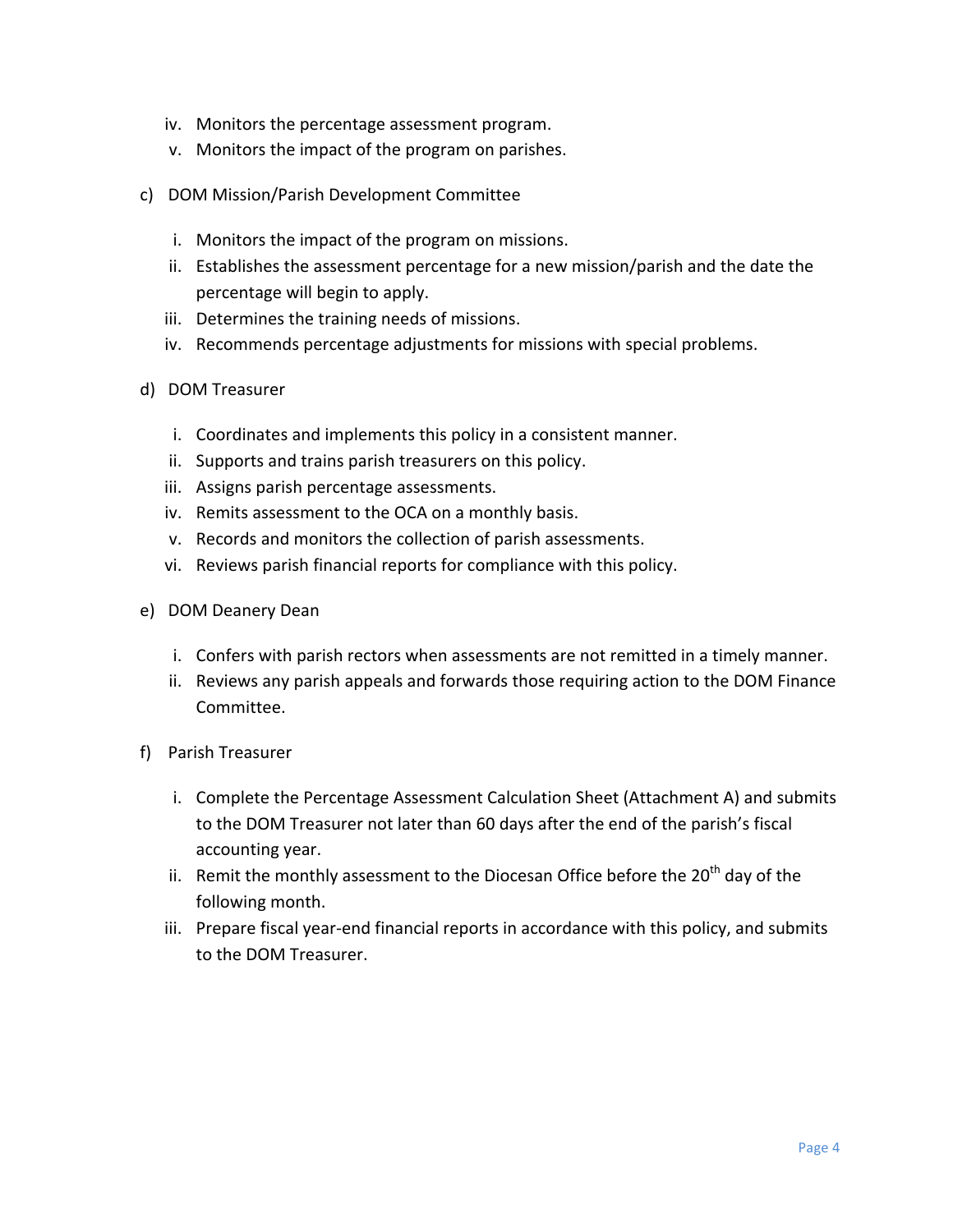iv. Monitors the percentage assessment program.
v. Monitors the impact of the program on parishes.

c) DOM Mission/Parish Development Committee

i. Monitors the impact of the program on missions.
ii. Establishes the assessment percentage for a new mission/parish and the date the percentage will begin to apply.
iii. Determines the training needs of missions.
iv. Recommends percentage adjustments for missions with special problems.

d) DOM Treasurer

i. Coordinates and implements this policy in a consistent manner.
ii. Supports and trains parish treasurers on this policy.
iii. Assigns parish percentage assessments.
iv. Remits assessment to the OCA on a monthly basis.
v. Records and monitors the collection of parish assessments.
vi. Reviews parish financial reports for compliance with this policy.

e) DOM Deanery Dean

i. Confers with parish rectors when assessments are not remitted in a timely manner.
ii. Reviews any parish appeals and forwards those requiring action to the DOM Finance Committee.

f) Parish Treasurer

i. Complete the Percentage Assessment Calculation Sheet (Attachment A) and submits to the DOM Treasurer not later than 60 days after the end of the parish's fiscal accounting year.
ii. Remit the monthly assessment to the Diocesan Office before the 20th day of the following month.
iii. Prepare fiscal year-end financial reports in accordance with this policy, and submits to the DOM Treasurer.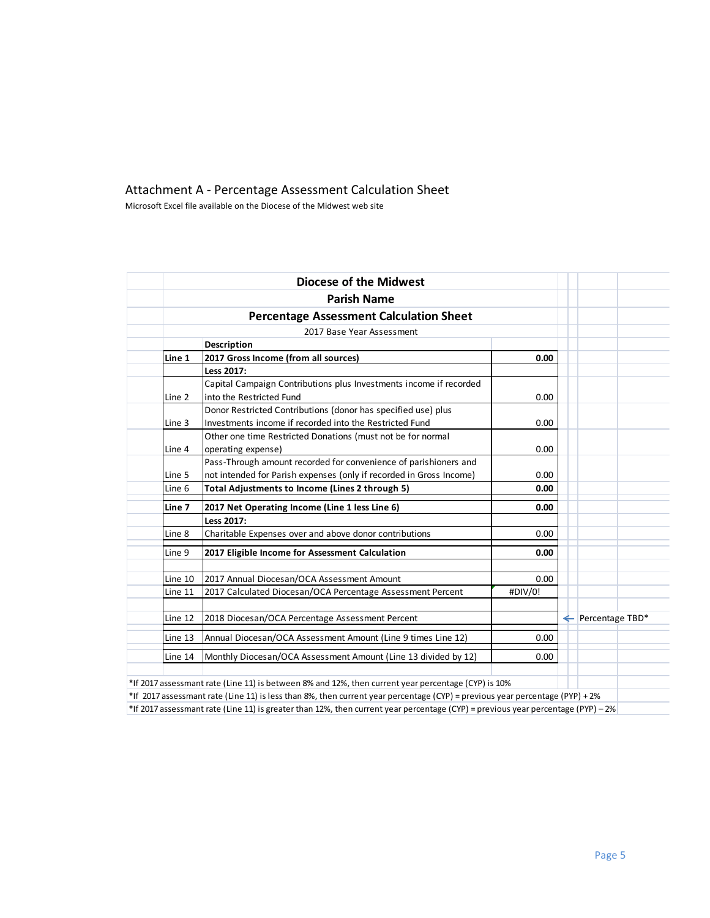## Attachment A - Percentage Assessment Calculation Sheet

Microsoft Excel file available on the Diocese of the Midwest web site

| | Diocese of the Midwest | | |
|---|---|---|---|
| | **Parish Name** | | |
| | **Percentage Assessment Calculation Sheet** | | |
| | 2017 Base Year Assessment | | |
| | **Description** | | |
| **Line 1** | **2017 Gross Income (from all sources)** | **0.00** | |
| | **Less 2017:** | | |
| Line 2 | Capital Campaign Contributions plus Investments income if recorded into the Restricted Fund | 0.00 | |
| Line 3 | Donor Restricted Contributions (donor has specified use) plus Investments income if recorded into the Restricted Fund | 0.00 | |
| Line 4 | Other one time Restricted Donations (must not be for normal operating expense) | 0.00 | |
| Line 5 | Pass-Through amount recorded for convenience of parishioners and not intended for Parish expenses (only if recorded in Gross Income) | 0.00 | |
| Line 6 | **Total Adjustments to Income (Lines 2 through 5)** | **0.00** | |
| **Line 7** | **2017 Net Operating Income (Line 1 less Line 6)** | **0.00** | |
| | **Less 2017:** | | |
| Line 8 | Charitable Expenses over and above donor contributions | 0.00 | |
| Line 9 | **2017 Eligible Income for Assessment Calculation** | **0.00** | |
| Line 10 | 2017 Annual Diocesan/OCA Assessment Amount | 0.00 | |
| Line 11 | 2017 Calculated Diocesan/OCA Percentage Assessment Percent | #DIV/0! | |
| Line 12 | 2018 Diocesan/OCA Percentage Assessment Percent | | ← Percentage TBD* |
| Line 13 | Annual Diocesan/OCA Assessment Amount (Line 9 times Line 12) | 0.00 | |
| Line 14 | Monthly Diocesan/OCA Assessment Amount (Line 13 divided by 12) | 0.00 | |

*If 2017 assessmant rate (Line 11) is between 8% and 12%, then current year percentage (CYP) is 10%

*If 2017 assessmant rate (Line 11) is less than 8%, then current year percentage (CYP) = previous year percentage (PYP) + 2%

*If 2017 assessmant rate (Line 11) is greater than 12%, then current year percentage (CYP) = previous year percentage (PYP) – 2%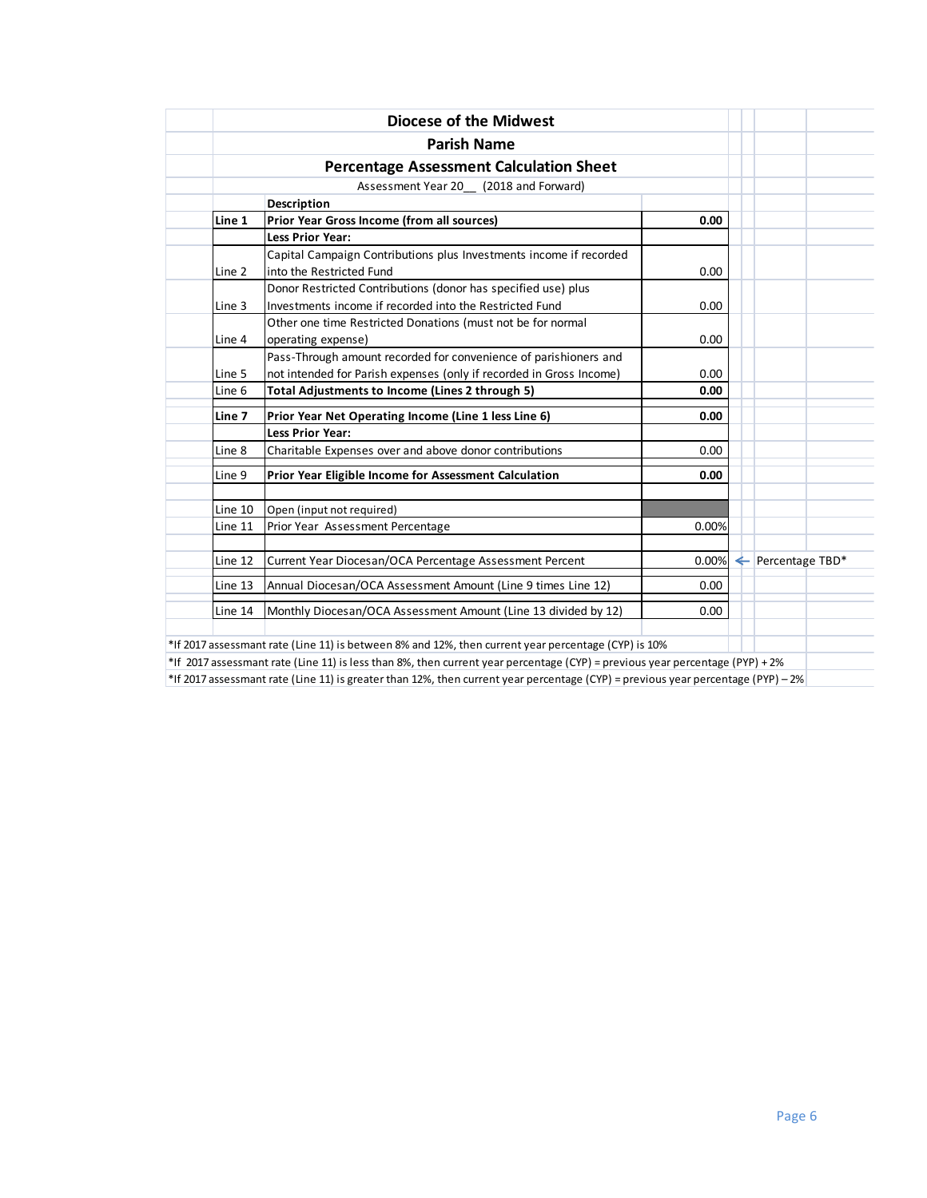## Diocese of the Midwest

### Parish Name

### Percentage Assessment Calculation Sheet

Assessment Year 20__ (2018 and Forward)

| | Description | | |
|---|---|---|---|
| **Line 1** | **Prior Year Gross Income (from all sources)** | **0.00** | |
| | **Less Prior Year:** | | |
| Line 2 | Capital Campaign Contributions plus Investments income if recorded into the Restricted Fund | 0.00 | |
| Line 3 | Donor Restricted Contributions (donor has specified use) plus Investments income if recorded into the Restricted Fund | 0.00 | |
| Line 4 | Other one time Restricted Donations (must not be for normal operating expense) | 0.00 | |
| Line 5 | Pass-Through amount recorded for convenience of parishioners and not intended for Parish expenses (only if recorded in Gross Income) | 0.00 | |
| Line 6 | **Total Adjustments to Income (Lines 2 through 5)** | **0.00** | |
| **Line 7** | **Prior Year Net Operating Income (Line 1 less Line 6)** | **0.00** | |
| | **Less Prior Year:** | | |
| Line 8 | Charitable Expenses over and above donor contributions | 0.00 | |
| Line 9 | **Prior Year Eligible Income for Assessment Calculation** | **0.00** | |
| Line 10 | Open (input not required) | | |
| Line 11 | Prior Year Assessment Percentage | 0.00% | |
| Line 12 | Current Year Diocesan/OCA Percentage Assessment Percent | 0.00% | ← Percentage TBD* |
| Line 13 | Annual Diocesan/OCA Assessment Amount (Line 9 times Line 12) | 0.00 | |
| Line 14 | Monthly Diocesan/OCA Assessment Amount (Line 13 divided by 12) | 0.00 | |

*If 2017 assessmant rate (Line 11) is between 8% and 12%, then current year percentage (CYP) is 10%

*If 2017 assessmant rate (Line 11) is less than 8%, then current year percentage (CYP) = previous year percentage (PYP) + 2%

*If 2017 assessmant rate (Line 11) is greater than 12%, then current year percentage (CYP) = previous year percentage (PYP) – 2%